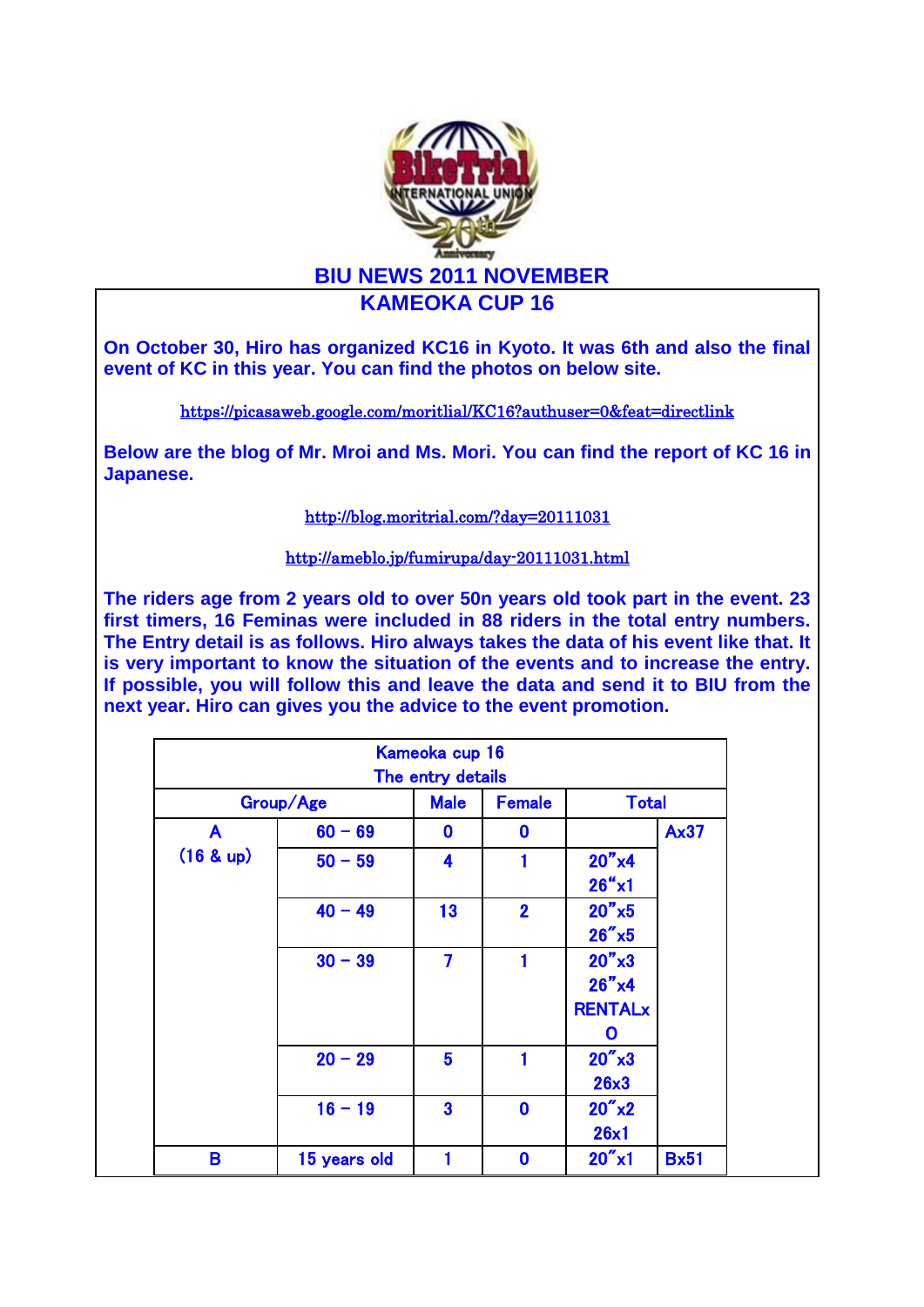# BIU NEWS 2011 NOVEMBER

## KAMEOKA CUP 16

**On October 30, Hiro has organized KC16 in Kyoto. It was 6th and also the final event of KC in this year. You can find the photos on below site.**

https://picasaweb.google.com/moritlial/KC16?authuser=0&feat=directlink

**Below are the blog of Mr. Mroi and Ms. Mori. You can find the report of KC 16 in Japanese.**

http://blog.moritrial.com/?day=20111031

http://ameblo.jp/fumirupa/day-20111031.html

**The riders age from 2 years old to over 50n years old took part in the event. 23 first timers, 16 Feminas were included in 88 riders in the total entry numbers. The Entry detail is as follows. Hiro always takes the data of his event like that. It is very important to know the situation of the events and to increase the entry. If possible, you will follow this and leave the data and send it to BIU from the next year. Hiro can gives you the advice to the event promotion.**

| Kameoka cup 16 The entry details | | | | | |
|---|---|---|---|---|---|
| Group/Age | | Male | Female | Total | |
| A (16 & up) | 60 – 69 | 0 | 0 | | Ax37 |
| | 50 – 59 | 4 | 1 | 20”x4 26“x1 | |
| | 40 – 49 | 13 | 2 | 20”x5 26”x5 | |
| | 30 – 39 | 7 | 1 | 20”x3 26”x4 RENTALx 0 | |
| | 20 – 29 | 5 | 1 | 20”x3 26x3 | |
| | 16 – 19 | 3 | 0 | 20”x2 26x1 | |
| B | 15 years old | 1 | 0 | 20”x1 | Bx51 |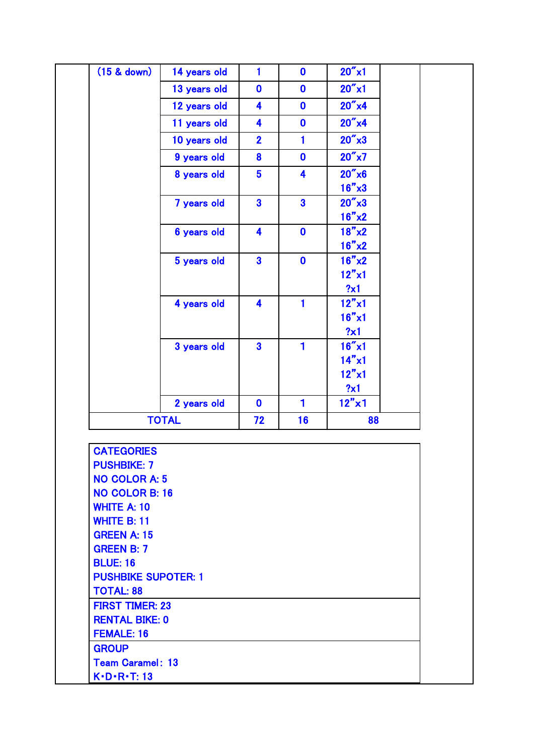| | | | | |
|---|---|---|---|---|
| (15 & down) | 14 years old | 1 | 0 | 20″x1 |
| | 13 years old | 0 | 0 | 20″x1 |
| | 12 years old | 4 | 0 | 20″x4 |
| | 11 years old | 4 | 0 | 20″x4 |
| | 10 years old | 2 | 1 | 20″x3 |
| | 9 years old | 8 | 0 | 20″x7 |
| | 8 years old | 5 | 4 | 20″x6<br>16″x3 |
| | 7 years old | 3 | 3 | 20″x3<br>16″x2 |
| | 6 years old | 4 | 0 | 18″x2<br>16″x2 |
| | 5 years old | 3 | 0 | 16″x2<br>12″x1<br>?x1 |
| | 4 years old | 4 | 1 | 12″x1<br>16″x1<br>?x1 |
| | 3 years old | 3 | 1 | 16″x1<br>14″x1<br>12″x1<br>?x1 |
| | 2 years old | 0 | 1 | 12″x1 |
| TOTAL | | 72 | 16 | 88 |

CATEGORIES
PUSHBIKE: 7
NO COLOR A: 5
NO COLOR B: 16
WHITE A: 10
WHITE B: 11
GREEN A: 15
GREEN B: 7
BLUE: 16
PUSHBIKE SUPOTER: 1
TOTAL: 88

FIRST TIMER: 23
RENTAL BIKE: 0
FEMALE: 16

GROUP
Team Caramel： 13
K･D･R･T: 13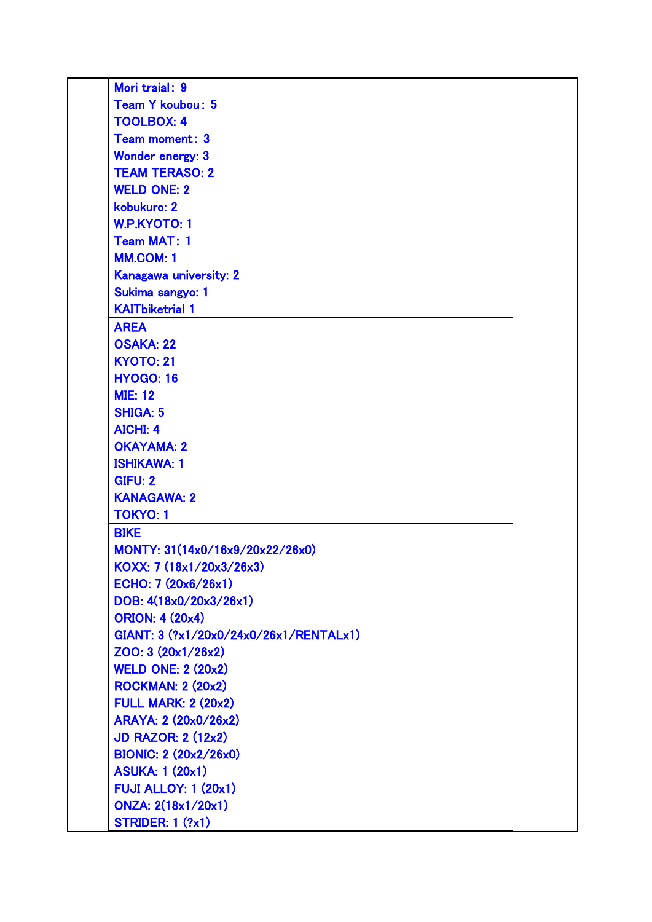| | | |
|---|---|---|
| | Mori traial: 9<br>Team Y koubou: 5<br>TOOLBOX: 4<br>Team moment: 3<br>Wonder energy: 3<br>TEAM TERASO: 2<br>WELD ONE: 2<br>kobukuro: 2<br>W.P.KYOTO: 1<br>Team MAT: 1<br>MM.COM: 1<br>Kanagawa university: 2<br>Sukima sangyo: 1<br>KAITbiketrial 1 | |
| | AREA<br>OSAKA: 22<br>KYOTO: 21<br>HYOGO: 16<br>MIE: 12<br>SHIGA: 5<br>AICHI: 4<br>OKAYAMA: 2<br>ISHIKAWA: 1<br>GIFU: 2<br>KANAGAWA: 2<br>TOKYO: 1 | |
| | BIKE<br>MONTY: 31(14x0/16x9/20x22/26x0)<br>KOXX: 7 (18x1/20x3/26x3)<br>ECHO: 7 (20x6/26x1)<br>DOB: 4(18x0/20x3/26x1)<br>ORION: 4 (20x4)<br>GIANT: 3 (?x1/20x0/24x0/26x1/RENTALx1)<br>ZOO: 3 (20x1/26x2)<br>WELD ONE: 2 (20x2)<br>ROCKMAN: 2 (20x2)<br>FULL MARK: 2 (20x2)<br>ARAYA: 2 (20x0/26x2)<br>JD RAZOR: 2 (12x2)<br>BIONIC: 2 (20x2/26x0)<br>ASUKA: 1 (20x1)<br>FUJI ALLOY: 1 (20x1)<br>ONZA: 2(18x1/20x1)<br>STRIDER: 1 (?x1) | |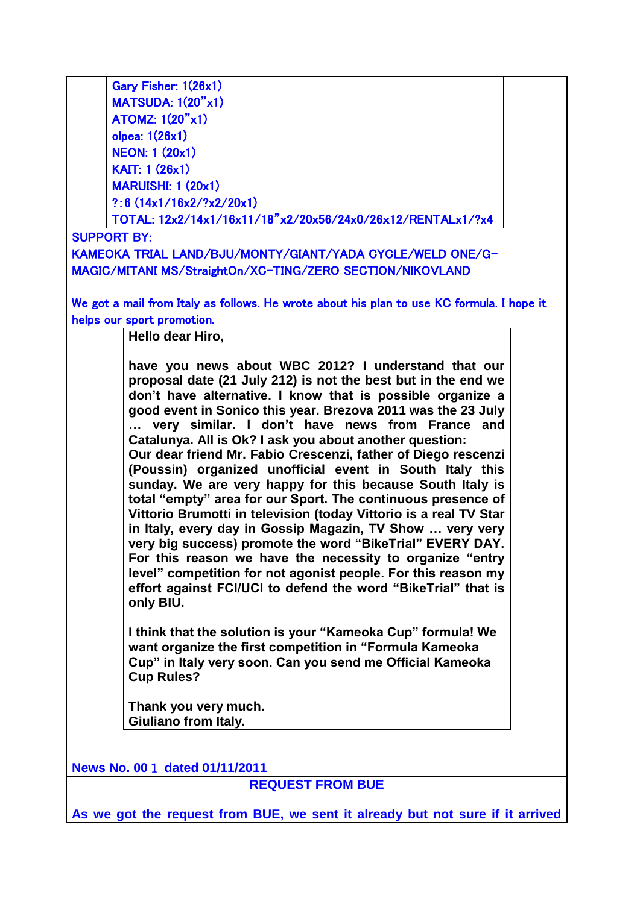Gary Fisher: 1(26x1)
MATSUDA: 1(20"x1)
ATOMZ: 1(20"x1)
olpea: 1(26x1)
NEON: 1 (20x1)
KAIT: 1 (26x1)
MARUISHI: 1 (20x1)
?:6 (14x1/16x2/?x2/20x1)
TOTAL: 12x2/14x1/16x11/18"x2/20x56/24x0/26x12/RENTALx1/?x4

SUPPORT BY:
KAMEOKA TRIAL LAND/BJU/MONTY/GIANT/YADA CYCLE/WELD ONE/G-MAGIC/MITANI MS/StraightOn/XC-TING/ZERO SECTION/NIKOVLAND

We got a mail from Italy as follows. He wrote about his plan to use KC formula. I hope it helps our sport promotion.

> **Hello dear Hiro,**
>
> **have you news about WBC 2012? I understand that our proposal date (21 July 212) is not the best but in the end we don't have alternative. I know that is possible organize a good event in Sonico this year. Brezova 2011 was the 23 July … very similar. I don't have news from France and Catalunya. All is Ok? I ask you about another question:**
> **Our dear friend Mr. Fabio Crescenzi, father of Diego rescenzi (Poussin) organized unofficial event in South Italy this sunday. We are very happy for this because South Italy is total "empty" area for our Sport. The continuous presence of Vittorio Brumotti in television (today Vittorio is a real TV Star in Italy, every day in Gossip Magazin, TV Show … very very very big success) promote the word "BikeTrial" EVERY DAY. For this reason we have the necessity to organize "entry level" competition for not agonist people. For this reason my effort against FCI/UCI to defend the word "BikeTrial" that is only BIU.**
>
> **I think that the solution is your "Kameoka Cup" formula! We want organize the first competition in "Formula Kameoka Cup" in Italy very soon. Can you send me Official Kameoka Cup Rules?**
>
> **Thank you very much.**
> **Giuliano from Italy.**

**News No. 00１ dated 01/11/2011**

## REQUEST FROM BUE

**As we got the request from BUE, we sent it already but not sure if it arrived**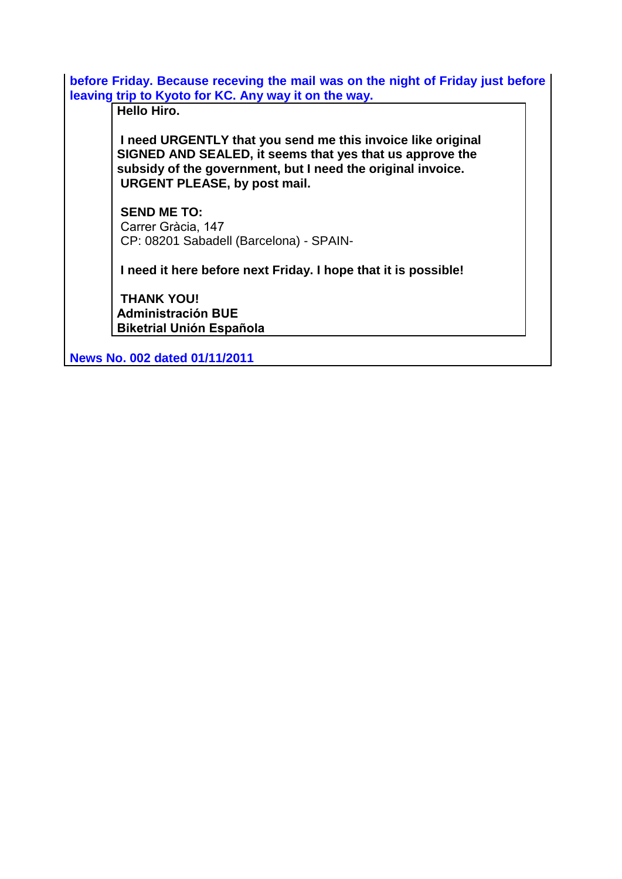**before Friday. Because receving the mail was on the night of Friday just before leaving trip to Kyoto for KC. Any way it on the way.**

> **Hello Hiro.**
>
> **I need URGENTLY that you send me this invoice like original SIGNED AND SEALED, it seems that yes that us approve the subsidy of the government, but I need the original invoice. URGENT PLEASE, by post mail.**
>
> **SEND ME TO:**
> Carrer Gràcia, 147
> CP: 08201 Sabadell (Barcelona) - SPAIN-
>
> **I need it here before next Friday. I hope that it is possible!**
>
> **THANK YOU!**
> **Administración BUE**
> **Biketrial Unión Española**

**News No. 002 dated 01/11/2011**